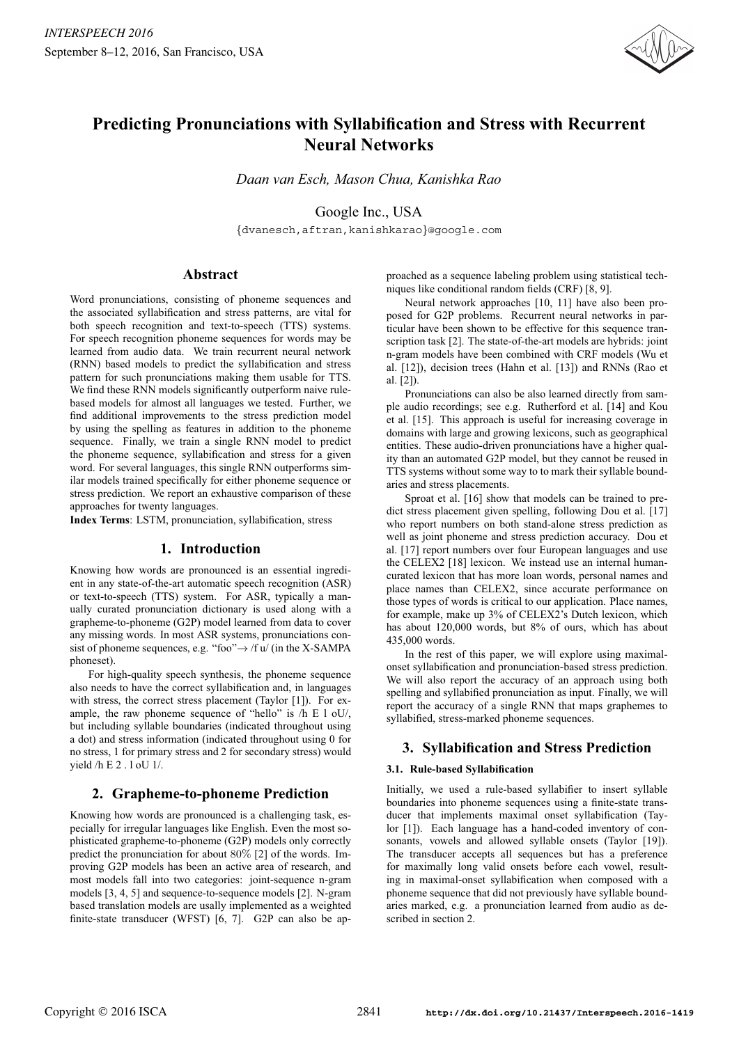# Predicting Pronunciations with Syllabification and Stress with Recurrent Neural Networks

*Daan van Esch, Mason Chua, Kanishka Rao*

Google Inc., USA

{dvanesch,aftran,kanishkarao}@google.com

## Abstract

Word pronunciations, consisting of phoneme sequences and the associated syllabification and stress patterns, are vital for both speech recognition and text-to-speech (TTS) systems. For speech recognition phoneme sequences for words may be learned from audio data. We train recurrent neural network (RNN) based models to predict the syllabification and stress pattern for such pronunciations making them usable for TTS. We find these RNN models significantly outperform naive rule-based models for almost all languages we tested. Further, we find additional improvements to the stress prediction model by using the spelling as features in addition to the phoneme sequence. Finally, we train a single RNN model to predict the phoneme sequence, syllabification and stress for a given word. For several languages, this single RNN outperforms similar models trained specifically for either phoneme sequence or stress prediction. We report an exhaustive comparison of these approaches for twenty languages.

**Index Terms**: LSTM, pronunciation, syllabification, stress

## 1. Introduction

Knowing how words are pronounced is an essential ingredient in any state-of-the-art automatic speech recognition (ASR) or text-to-speech (TTS) system. For ASR, typically a manually curated pronunciation dictionary is used along with a grapheme-to-phoneme (G2P) model learned from data to cover any missing words. In most ASR systems, pronunciations consist of phoneme sequences, e.g. "foo"→ /f u/ (in the X-SAMPA phoneset).

For high-quality speech synthesis, the phoneme sequence also needs to have the correct syllabification and, in languages with stress, the correct stress placement (Taylor [1]). For example, the raw phoneme sequence of "hello" is /h E l oU/, but including syllable boundaries (indicated throughout using a dot) and stress information (indicated throughout using 0 for no stress, 1 for primary stress and 2 for secondary stress) would yield /h E 2 . l oU 1/.

## 2. Grapheme-to-phoneme Prediction

Knowing how words are pronounced is a challenging task, especially for irregular languages like English. Even the most sophisticated grapheme-to-phoneme (G2P) models only correctly predict the pronunciation for about 80% [2] of the words. Improving G2P models has been an active area of research, and most models fall into two categories: joint-sequence n-gram models [3, 4, 5] and sequence-to-sequence models [2]. N-gram based translation models are usally implemented as a weighted finite-state transducer (WFST) [6, 7]. G2P can also be approached as a sequence labeling problem using statistical techniques like conditional random fields (CRF) [8, 9].

Neural network approaches [10, 11] have also been proposed for G2P problems. Recurrent neural networks in particular have been shown to be effective for this sequence transcription task [2]. The state-of-the-art models are hybrids: joint n-gram models have been combined with CRF models (Wu et al. [12]), decision trees (Hahn et al. [13]) and RNNs (Rao et al. [2]).

Pronunciations can also be also learned directly from sample audio recordings; see e.g. Rutherford et al. [14] and Kou et al. [15]. This approach is useful for increasing coverage in domains with large and growing lexicons, such as geographical entities. These audio-driven pronunciations have a higher quality than an automated G2P model, but they cannot be reused in TTS systems without some way to to mark their syllable boundaries and stress placements.

Sproat et al. [16] show that models can be trained to predict stress placement given spelling, following Dou et al. [17] who report numbers on both stand-alone stress prediction as well as joint phoneme and stress prediction accuracy. Dou et al. [17] report numbers over four European languages and use the CELEX2 [18] lexicon. We instead use an internal human-curated lexicon that has more loan words, personal names and place names than CELEX2, since accurate performance on those types of words is critical to our application. Place names, for example, make up 3% of CELEX2's Dutch lexicon, which has about 120,000 words, but 8% of ours, which has about 435,000 words.

In the rest of this paper, we will explore using maximal-onset syllabification and pronunciation-based stress prediction. We will also report the accuracy of an approach using both spelling and syllabified pronunciation as input. Finally, we will report the accuracy of a single RNN that maps graphemes to syllabified, stress-marked phoneme sequences.

## 3. Syllabification and Stress Prediction

### 3.1. Rule-based Syllabification

Initially, we used a rule-based syllabifier to insert syllable boundaries into phoneme sequences using a finite-state transducer that implements maximal onset syllabification (Taylor [1]). Each language has a hand-coded inventory of consonants, vowels and allowed syllable onsets (Taylor [19]). The transducer accepts all sequences but has a preference for maximally long valid onsets before each vowel, resulting in maximal-onset syllabification when composed with a phoneme sequence that did not previously have syllable boundaries marked, e.g. a pronunciation learned from audio as described in section 2.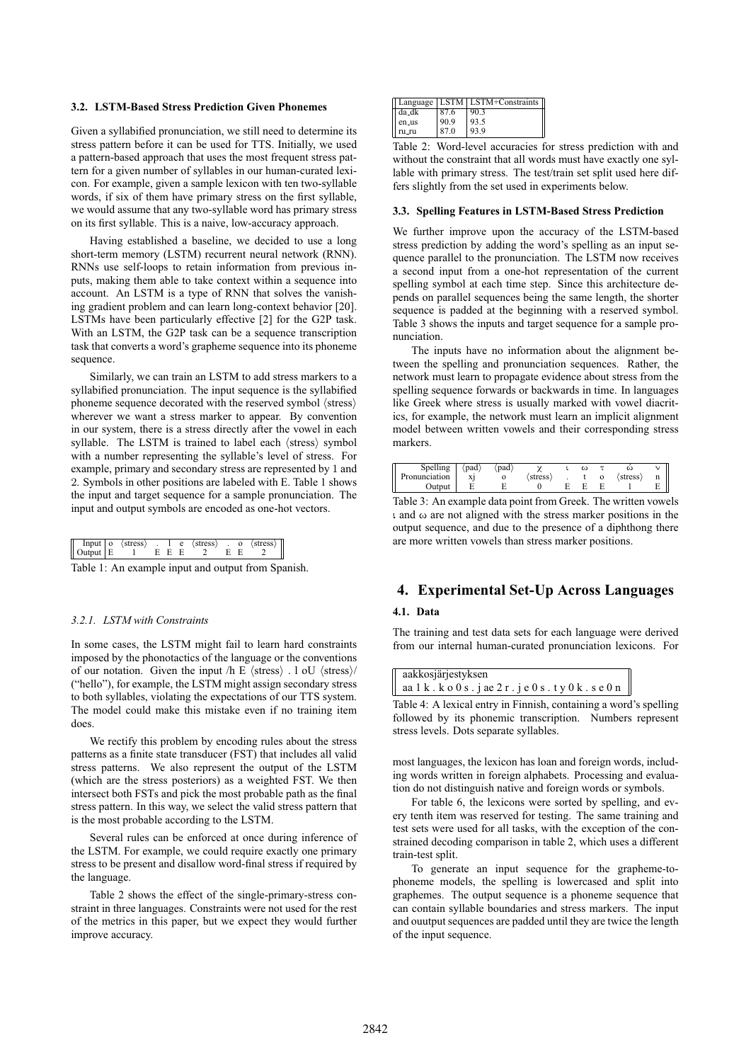### 3.2. LSTM-Based Stress Prediction Given Phonemes

Given a syllabified pronunciation, we still need to determine its stress pattern before it can be used for TTS. Initially, we used a pattern-based approach that uses the most frequent stress pattern for a given number of syllables in our human-curated lexicon. For example, given a sample lexicon with ten two-syllable words, if six of them have primary stress on the first syllable, we would assume that any two-syllable word has primary stress on its first syllable. This is a naive, low-accuracy approach.

Having established a baseline, we decided to use a long short-term memory (LSTM) recurrent neural network (RNN). RNNs use self-loops to retain information from previous inputs, making them able to take context within a sequence into account. An LSTM is a type of RNN that solves the vanishing gradient problem and can learn long-context behavior [20]. LSTMs have been particularly effective [2] for the G2P task. With an LSTM, the G2P task can be a sequence transcription task that converts a word's grapheme sequence into its phoneme sequence.

Similarly, we can train an LSTM to add stress markers to a syllabified pronunciation. The input sequence is the syllabified phoneme sequence decorated with the reserved symbol ⟨stress⟩ wherever we want a stress marker to appear. By convention in our system, there is a stress directly after the vowel in each syllable. The LSTM is trained to label each ⟨stress⟩ symbol with a number representing the syllable's level of stress. For example, primary and secondary stress are represented by 1 and 2. Symbols in other positions are labeled with E. Table 1 shows the input and target sequence for a sample pronunciation. The input and output symbols are encoded as one-hot vectors.

| Input | o | ⟨stress⟩ | . | l | e | ⟨stress⟩ | . | o | ⟨stress⟩ |
|---|---|---|---|---|---|---|---|---|---|
| Output | E | 1 | E | E | E | 2 | E | E | 2 |

Table 1: An example input and output from Spanish.

#### 3.2.1. LSTM with Constraints

In some cases, the LSTM might fail to learn hard constraints imposed by the phonotactics of the language or the conventions of our notation. Given the input /h E ⟨stress⟩ . l oU ⟨stress⟩/ ("hello"), for example, the LSTM might assign secondary stress to both syllables, violating the expectations of our TTS system. The model could make this mistake even if no training item does.

We rectify this problem by encoding rules about the stress patterns as a finite state transducer (FST) that includes all valid stress patterns. We also represent the output of the LSTM (which are the stress posteriors) as a weighted FST. We then intersect both FSTs and pick the most probable path as the final stress pattern. In this way, we select the valid stress pattern that is the most probable according to the LSTM.

Several rules can be enforced at once during inference of the LSTM. For example, we could require exactly one primary stress to be present and disallow word-final stress if required by the language.

Table 2 shows the effect of the single-primary-stress constraint in three languages. Constraints were not used for the rest of the metrics in this paper, but we expect they would further improve accuracy.

| Language | LSTM | LSTM+Constraints |
|---|---|---|
| da_dk | 87.6 | 90.3 |
| en_us | 90.9 | 93.5 |
| ru_ru | 87.0 | 93.9 |

Table 2: Word-level accuracies for stress prediction with and without the constraint that all words must have exactly one syllable with primary stress. The test/train set split used here differs slightly from the set used in experiments below.

### 3.3. Spelling Features in LSTM-Based Stress Prediction

We further improve upon the accuracy of the LSTM-based stress prediction by adding the word's spelling as an input sequence parallel to the pronunciation. The LSTM now receives a second input from a one-hot representation of the current spelling symbol at each time step. Since this architecture depends on parallel sequences being the same length, the shorter sequence is padded at the beginning with a reserved symbol. Table 3 shows the inputs and target sequence for a sample pronunciation.

The inputs have no information about the alignment between the spelling and pronunciation sequences. Rather, the network must learn to propagate evidence about stress from the spelling sequence forwards or backwards in time. In languages like Greek where stress is usually marked with vowel diacritics, for example, the network must learn an implicit alignment model between written vowels and their corresponding stress markers.

| Spelling | ⟨pad⟩ | ⟨pad⟩ | χ | ι | ω | τ | ώ | ν |
|---|---|---|---|---|---|---|---|---|
| Pronunciation | xj | o | ⟨stress⟩ | . | t | o | ⟨stress⟩ | n |
| Output | E | E | 0 | E | E | E | 1 | E |

Table 3: An example data point from Greek. The written vowels ι and ω are not aligned with the stress marker positions in the output sequence, and due to the presence of a diphthong there are more written vowels than stress marker positions.

## 4. Experimental Set-Up Across Languages

### 4.1. Data

The training and test data sets for each language were derived from our internal human-curated pronunciation lexicons. For most languages, the lexicon has loan and foreign words, including words written in foreign alphabets. Processing and evaluation do not distinguish native and foreign words or symbols.

| aakkosjärjestyksen |
|---|
| aa 1 k . k o 0 s . j ae 2 r . j e 0 s . t y 0 k . s e 0 n |

Table 4: A lexical entry in Finnish, containing a word's spelling followed by its phonemic transcription. Numbers represent stress levels. Dots separate syllables.

For table 6, the lexicons were sorted by spelling, and every tenth item was reserved for testing. The same training and test sets were used for all tasks, with the exception of the constrained decoding comparison in table 2, which uses a different train-test split.

To generate an input sequence for the grapheme-to-phoneme models, the spelling is lowercased and split into graphemes. The output sequence is a phoneme sequence that can contain syllable boundaries and stress markers. The input and ouutput sequences are padded until they are twice the length of the input sequence.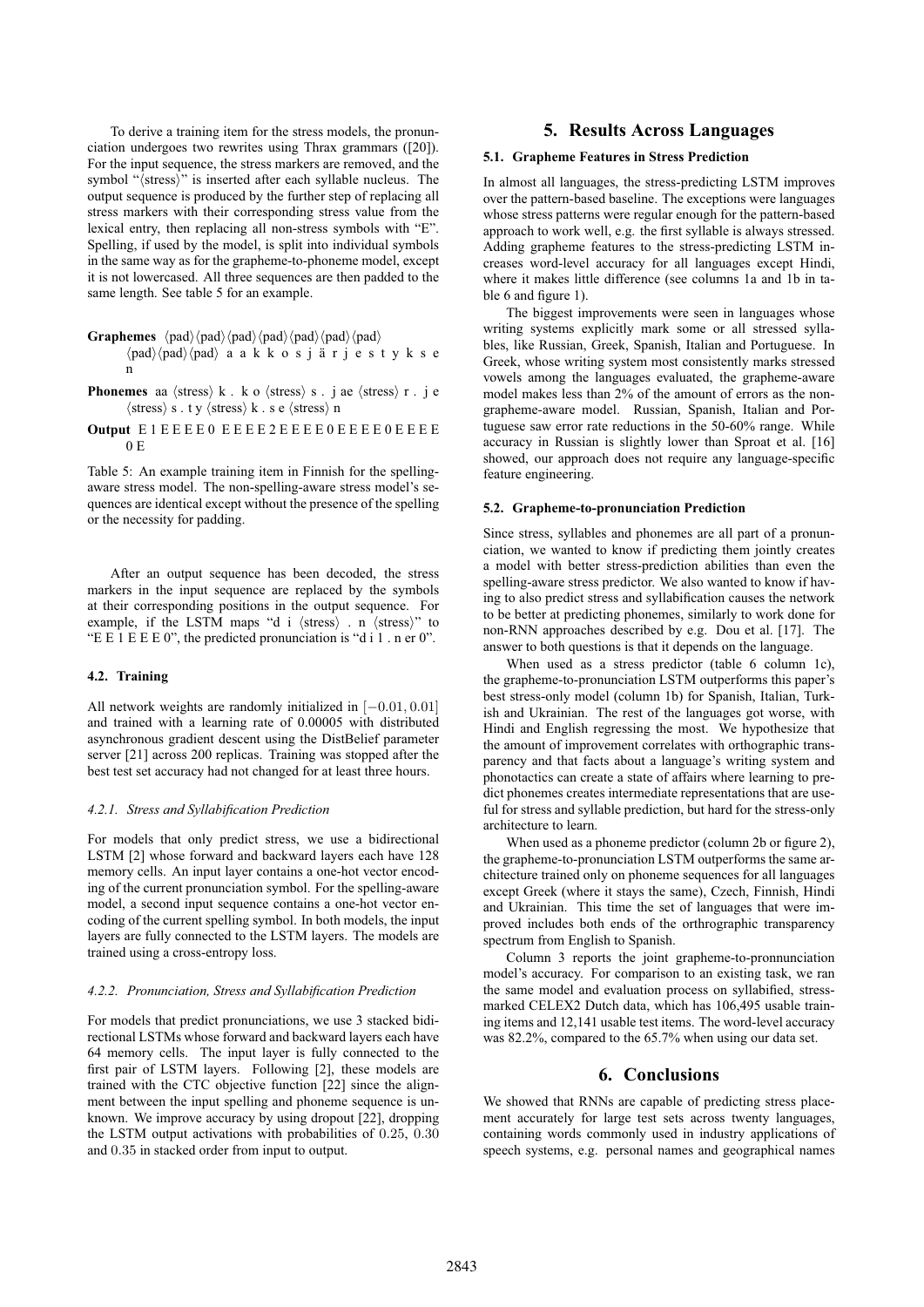To derive a training item for the stress models, the pronunciation undergoes two rewrites using Thrax grammars ([20]). For the input sequence, the stress markers are removed, and the symbol "⟨stress⟩" is inserted after each syllable nucleus. The output sequence is produced by the further step of replacing all stress markers with their corresponding stress value from the lexical entry, then replacing all non-stress symbols with "E". Spelling, if used by the model, is split into individual symbols in the same way as for the grapheme-to-phoneme model, except it is not lowercased. All three sequences are then padded to the same length. See table 5 for an example.

**Graphemes** ⟨pad⟩⟨pad⟩⟨pad⟩⟨pad⟩⟨pad⟩⟨pad⟩⟨pad⟩⟨pad⟩⟨pad⟩⟨pad⟩ a a k k o s j ä r j e s t y k s e n

**Phonemes** aa ⟨stress⟩ k . k o ⟨stress⟩ s . j ae ⟨stress⟩ r . j e ⟨stress⟩ s . t y ⟨stress⟩ k . s e ⟨stress⟩ n

**Output** E 1 E E E E 0 E E E E 2 E E E E 0 E E E E 0 E E E E 0 E

Table 5: An example training item in Finnish for the spelling-aware stress model. The non-spelling-aware stress model's sequences are identical except without the presence of the spelling or the necessity for padding.

After an output sequence has been decoded, the stress markers in the input sequence are replaced by the symbols at their corresponding positions in the output sequence. For example, if the LSTM maps "d i ⟨stress⟩ . n ⟨stress⟩" to "E E 1 E E E 0", the predicted pronunciation is "d i 1 . n er 0".

### 4.2. Training

All network weights are randomly initialized in $[-0.01, 0.01]$ and trained with a learning rate of 0.00005 with distributed asynchronous gradient descent using the DistBelief parameter server [21] across 200 replicas. Training was stopped after the best test set accuracy had not changed for at least three hours.

#### *4.2.1. Stress and Syllabification Prediction*

For models that only predict stress, we use a bidirectional LSTM [2] whose forward and backward layers each have 128 memory cells. An input layer contains a one-hot vector encoding of the current pronunciation symbol. For the spelling-aware model, a second input sequence contains a one-hot vector encoding of the current spelling symbol. In both models, the input layers are fully connected to the LSTM layers. The models are trained using a cross-entropy loss.

#### *4.2.2. Pronunciation, Stress and Syllabification Prediction*

For models that predict pronunciations, we use 3 stacked bidirectional LSTMs whose forward and backward layers each have 64 memory cells. The input layer is fully connected to the first pair of LSTM layers. Following [2], these models are trained with the CTC objective function [22] since the alignment between the input spelling and phoneme sequence is unknown. We improve accuracy by using dropout [22], dropping the LSTM output activations with probabilities of $0.25$, $0.30$ and $0.35$ in stacked order from input to output.

## 5. Results Across Languages

### 5.1. Grapheme Features in Stress Prediction

In almost all languages, the stress-predicting LSTM improves over the pattern-based baseline. The exceptions were languages whose stress patterns were regular enough for the pattern-based approach to work well, e.g. the first syllable is always stressed. Adding grapheme features to the stress-predicting LSTM increases word-level accuracy for all languages except Hindi, where it makes little difference (see columns 1a and 1b in table 6 and figure 1).

The biggest improvements were seen in languages whose writing systems explicitly mark some or all stressed syllables, like Russian, Greek, Spanish, Italian and Portuguese. In Greek, whose writing system most consistently marks stressed vowels among the languages evaluated, the grapheme-aware model makes less than 2% of the amount of errors as the non-grapheme-aware model. Russian, Spanish, Italian and Portuguese saw error rate reductions in the 50-60% range. While accuracy in Russian is slightly lower than Sproat et al. [16] showed, our approach does not require any language-specific feature engineering.

### 5.2. Grapheme-to-pronunciation Prediction

Since stress, syllables and phonemes are all part of a pronunciation, we wanted to know if predicting them jointly creates a model with better stress-prediction abilities than even the spelling-aware stress predictor. We also wanted to know if having to also predict stress and syllabification causes the network to be better at predicting phonemes, similarly to work done for non-RNN approaches described by e.g. Dou et al. [17]. The answer to both questions is that it depends on the language.

When used as a stress predictor (table 6 column 1c), the grapheme-to-pronunciation LSTM outperforms this paper's best stress-only model (column 1b) for Spanish, Italian, Turkish and Ukrainian. The rest of the languages got worse, with Hindi and English regressing the most. We hypothesize that the amount of improvement correlates with orthographic transparency and that facts about a language's writing system and phonotactics can create a state of affairs where learning to predict phonemes creates intermediate representations that are useful for stress and syllable prediction, but hard for the stress-only architecture to learn.

When used as a phoneme predictor (column 2b or figure 2), the grapheme-to-pronunciation LSTM outperforms the same architecture trained only on phoneme sequences for all languages except Greek (where it stays the same), Czech, Finnish, Hindi and Ukrainian. This time the set of languages that were improved includes both ends of the orthrographic transparency spectrum from English to Spanish.

Column 3 reports the joint grapheme-to-pronnunciation model's accuracy. For comparison to an existing task, we ran the same model and evaluation process on syllabified, stress-marked CELEX2 Dutch data, which has 106,495 usable training items and 12,141 usable test items. The word-level accuracy was 82.2%, compared to the 65.7% when using our data set.

## 6. Conclusions

We showed that RNNs are capable of predicting stress placement accurately for large test sets across twenty languages, containing words commonly used in industry applications of speech systems, e.g. personal names and geographical names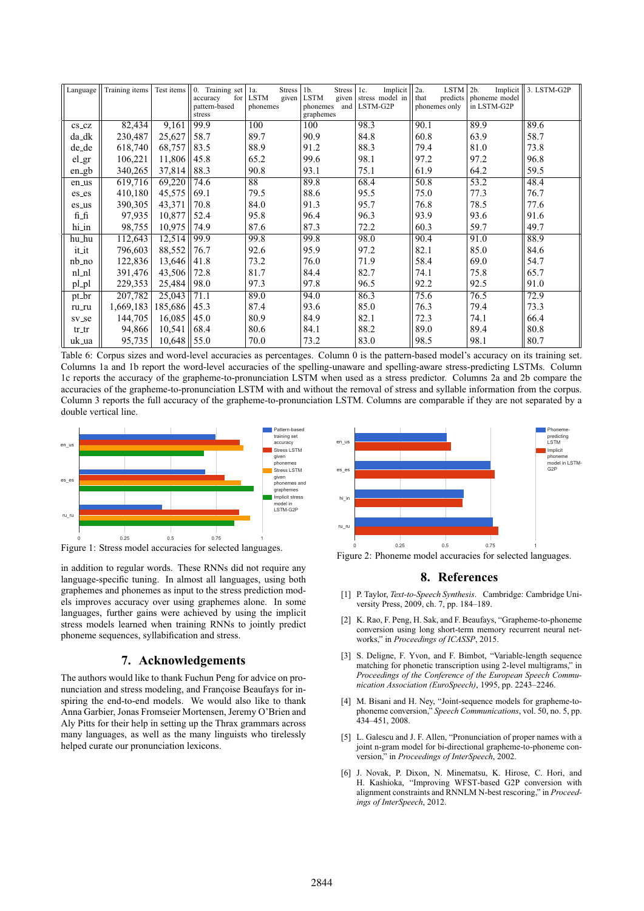| Language | Training items | Test items | 0. Training set accuracy for pattern-based stress | 1a. Stress LSTM given phonemes | 1b. Stress LSTM given phonemes and graphemes | 1c. Implicit stress model in LSTM-G2P | 2a. LSTM that predicts phonemes only | 2b. Implicit phoneme model in LSTM-G2P | 3. LSTM-G2P |
|---|---|---|---|---|---|---|---|---|---|
| cs_cz | 82,434 | 9,161 | 99.9 | 100 | 100 | 98.3 | 90.1 | 89.9 | 89.6 |
| da_dk | 230,487 | 25,627 | 58.7 | 89.7 | 90.9 | 84.8 | 60.8 | 63.9 | 58.7 |
| de_de | 618,740 | 68,757 | 83.5 | 88.9 | 91.2 | 88.3 | 79.4 | 81.0 | 73.8 |
| el_gr | 106,221 | 11,806 | 45.8 | 65.2 | 99.6 | 98.1 | 97.2 | 97.2 | 96.8 |
| en_gb | 340,265 | 37,814 | 88.3 | 90.8 | 93.1 | 75.1 | 61.9 | 64.2 | 59.5 |
| en_us | 619,716 | 69,220 | 74.6 | 88 | 89.8 | 68.4 | 50.8 | 53.2 | 48.4 |
| es_es | 410,180 | 45,575 | 69.1 | 79.5 | 88.6 | 95.5 | 75.0 | 77.3 | 76.7 |
| es_us | 390,305 | 43,371 | 70.8 | 84.0 | 91.3 | 95.7 | 76.8 | 78.5 | 77.6 |
| fi_fi | 97,935 | 10,877 | 52.4 | 95.8 | 96.4 | 96.3 | 93.9 | 93.6 | 91.6 |
| hi_in | 98,755 | 10,975 | 74.9 | 87.6 | 87.3 | 72.2 | 60.3 | 59.7 | 49.7 |
| hu_hu | 112,643 | 12,514 | 99.9 | 99.8 | 99.8 | 98.0 | 90.4 | 91.0 | 88.9 |
| it_it | 796,603 | 88,552 | 76.7 | 92.6 | 95.9 | 97.2 | 82.1 | 85.0 | 84.6 |
| nb_no | 122,836 | 13,646 | 41.8 | 73.2 | 76.0 | 71.9 | 58.4 | 69.0 | 54.7 |
| nl_nl | 391,476 | 43,506 | 72.8 | 81.7 | 84.4 | 82.7 | 74.1 | 75.8 | 65.7 |
| pl_pl | 229,353 | 25,484 | 98.0 | 97.3 | 97.8 | 96.5 | 92.2 | 92.5 | 91.0 |
| pt_br | 207,782 | 25,043 | 71.1 | 89.0 | 94.0 | 86.3 | 75.6 | 76.5 | 72.9 |
| ru_ru | 1,669,183 | 185,686 | 45.3 | 87.4 | 93.6 | 85.0 | 76.3 | 79.4 | 73.3 |
| sv_se | 144,705 | 16,085 | 45.0 | 80.9 | 84.9 | 82.1 | 72.3 | 74.1 | 66.4 |
| tr_tr | 94,866 | 10,541 | 68.4 | 80.6 | 84.1 | 88.2 | 89.0 | 89.4 | 80.8 |
| uk_ua | 95,735 | 10,648 | 55.0 | 70.0 | 73.2 | 83.0 | 98.5 | 98.1 | 80.7 |

Table 6: Corpus sizes and word-level accuracies as percentages. Column 0 is the pattern-based model's accuracy on its training set. Columns 1a and 1b report the word-level accuracies of the spelling-unaware and spelling-aware stress-predicting LSTMs. Column 1c reports the accuracy of the grapheme-to-pronunciation LSTM when used as a stress predictor. Columns 2a and 2b compare the accuracies of the grapheme-to-pronunciation LSTM with and without the removal of stress and syllable information from the corpus. Column 3 reports the full accuracy of the grapheme-to-pronunciation LSTM. Columns are comparable if they are not separated by a double vertical line.

Figure 1: Stress model accuracies for selected languages.

Figure 2: Phoneme model accuracies for selected languages.

in addition to regular words. These RNNs did not require any language-specific tuning. In almost all languages, using both graphemes and phonemes as input to the stress prediction models improves accuracy over using graphemes alone. In some languages, further gains were achieved by using the implicit stress models learned when training RNNs to jointly predict phoneme sequences, syllabification and stress.

## 7. Acknowledgements

The authors would like to thank Fuchun Peng for advice on pronunciation and stress modeling, and Françoise Beaufays for inspiring the end-to-end models. We would also like to thank Anna Garbier, Jonas Fromseier Mortensen, Jeremy O'Brien and Aly Pitts for their help in setting up the Thrax grammars across many languages, as well as the many linguists who tirelessly helped curate our pronunciation lexicons.

## 8. References

[1] P. Taylor, *Text-to-Speech Synthesis*. Cambridge: Cambridge University Press, 2009, ch. 7, pp. 184–189.

[2] K. Rao, F. Peng, H. Sak, and F. Beaufays, "Grapheme-to-phoneme conversion using long short-term memory recurrent neural networks," in *Proceedings of ICASSP*, 2015.

[3] S. Deligne, F. Yvon, and F. Bimbot, "Variable-length sequence matching for phonetic transcription using 2-level multigrams," in *Proceedings of the Conference of the European Speech Communication Association (EuroSpeech)*, 1995, pp. 2243–2246.

[4] M. Bisani and H. Ney, "Joint-sequence models for grapheme-to-phoneme conversion," *Speech Communications*, vol. 50, no. 5, pp. 434–451, 2008.

[5] L. Galescu and J. F. Allen, "Pronunciation of proper names with a joint n-gram model for bi-directional grapheme-to-phoneme conversion," in *Proceedings of InterSpeech*, 2002.

[6] J. Novak, P. Dixon, N. Minematsu, K. Hirose, C. Hori, and H. Kashioka, "Improving WFST-based G2P conversion with alignment constraints and RNNLM N-best rescoring," in *Proceedings of InterSpeech*, 2012.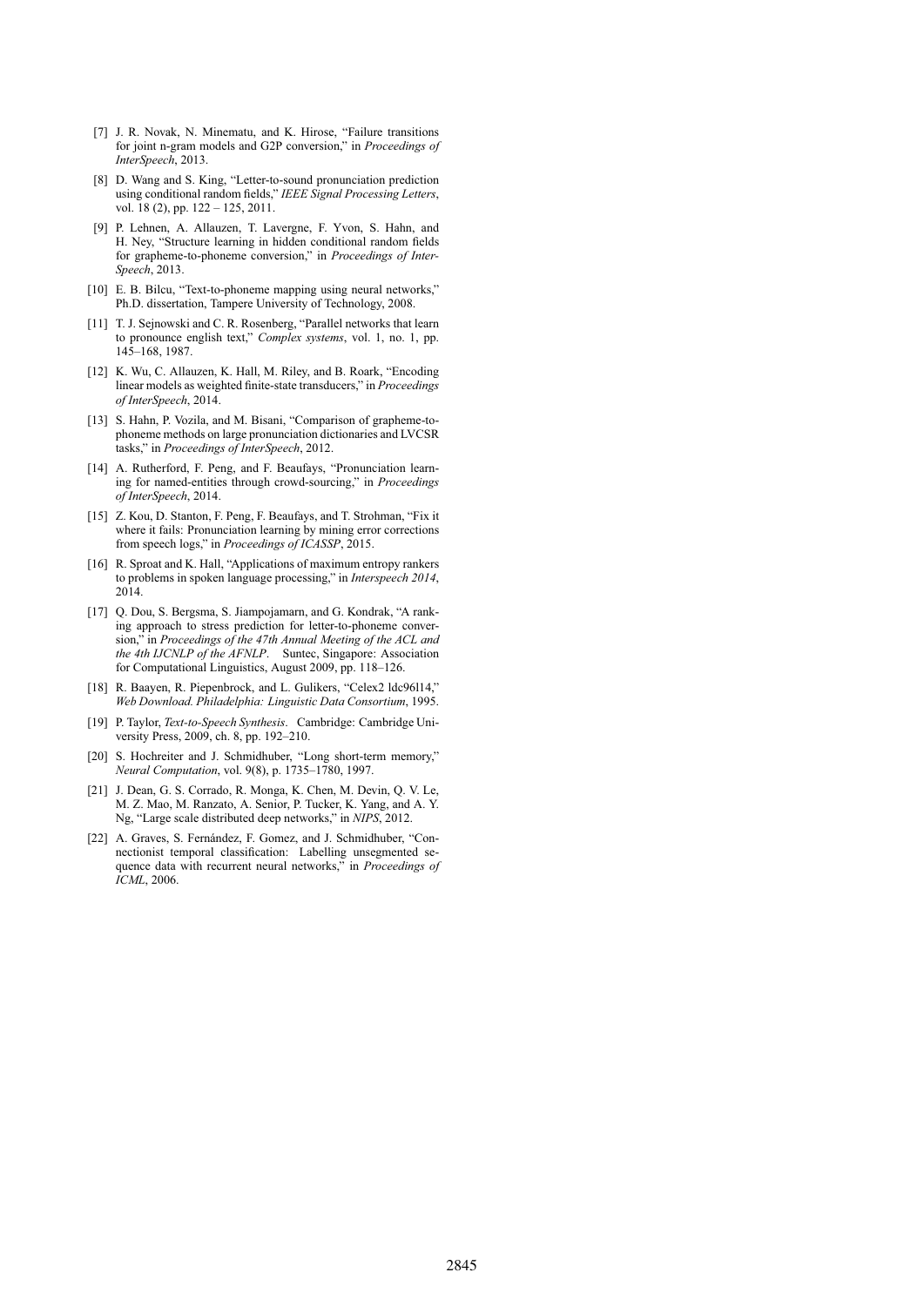[7] J. R. Novak, N. Minematu, and K. Hirose, "Failure transitions for joint n-gram models and G2P conversion," in *Proceedings of InterSpeech*, 2013.

[8] D. Wang and S. King, "Letter-to-sound pronunciation prediction using conditional random fields," *IEEE Signal Processing Letters*, vol. 18 (2), pp. 122 – 125, 2011.

[9] P. Lehnen, A. Allauzen, T. Lavergne, F. Yvon, S. Hahn, and H. Ney, "Structure learning in hidden conditional random fields for grapheme-to-phoneme conversion," in *Proceedings of InterSpeech*, 2013.

[10] E. B. Bilcu, "Text-to-phoneme mapping using neural networks," Ph.D. dissertation, Tampere University of Technology, 2008.

[11] T. J. Sejnowski and C. R. Rosenberg, "Parallel networks that learn to pronounce english text," *Complex systems*, vol. 1, no. 1, pp. 145–168, 1987.

[12] K. Wu, C. Allauzen, K. Hall, M. Riley, and B. Roark, "Encoding linear models as weighted finite-state transducers," in *Proceedings of InterSpeech*, 2014.

[13] S. Hahn, P. Vozila, and M. Bisani, "Comparison of grapheme-to-phoneme methods on large pronunciation dictionaries and LVCSR tasks," in *Proceedings of InterSpeech*, 2012.

[14] A. Rutherford, F. Peng, and F. Beaufays, "Pronunciation learning for named-entities through crowd-sourcing," in *Proceedings of InterSpeech*, 2014.

[15] Z. Kou, D. Stanton, F. Peng, F. Beaufays, and T. Strohman, "Fix it where it fails: Pronunciation learning by mining error corrections from speech logs," in *Proceedings of ICASSP*, 2015.

[16] R. Sproat and K. Hall, "Applications of maximum entropy rankers to problems in spoken language processing," in *Interspeech 2014*, 2014.

[17] Q. Dou, S. Bergsma, S. Jiampojamarn, and G. Kondrak, "A ranking approach to stress prediction for letter-to-phoneme conversion," in *Proceedings of the 47th Annual Meeting of the ACL and the 4th IJCNLP of the AFNLP*. Suntec, Singapore: Association for Computational Linguistics, August 2009, pp. 118–126.

[18] R. Baayen, R. Piepenbrock, and L. Gulikers, "Celex2 ldc96l14," *Web Download. Philadelphia: Linguistic Data Consortium*, 1995.

[19] P. Taylor, *Text-to-Speech Synthesis*. Cambridge: Cambridge University Press, 2009, ch. 8, pp. 192–210.

[20] S. Hochreiter and J. Schmidhuber, "Long short-term memory," *Neural Computation*, vol. 9(8), p. 1735–1780, 1997.

[21] J. Dean, G. S. Corrado, R. Monga, K. Chen, M. Devin, Q. V. Le, M. Z. Mao, M. Ranzato, A. Senior, P. Tucker, K. Yang, and A. Y. Ng, "Large scale distributed deep networks," in *NIPS*, 2012.

[22] A. Graves, S. Fernández, F. Gomez, and J. Schmidhuber, "Connectionist temporal classification: Labelling unsegmented sequence data with recurrent neural networks," in *Proceedings of ICML*, 2006.